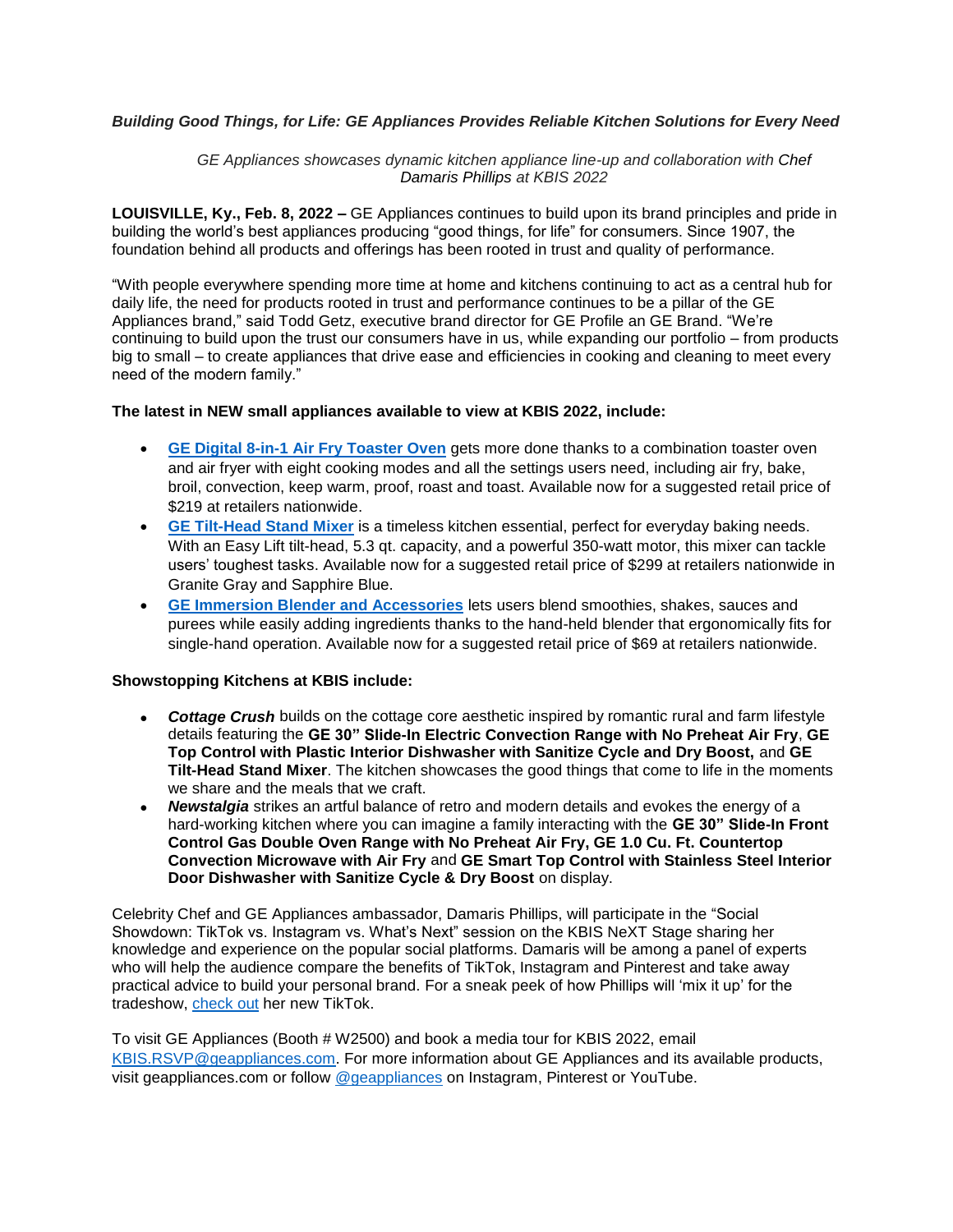***Building Good Things, for Life: GE Appliances Provides Reliable Kitchen Solutions for Every Need***

*GE Appliances showcases dynamic kitchen appliance line-up and collaboration with Chef Damaris Phillips at KBIS 2022*

**LOUISVILLE, Ky., Feb. 8, 2022 –** GE Appliances continues to build upon its brand principles and pride in building the world's best appliances producing "good things, for life" for consumers. Since 1907, the foundation behind all products and offerings has been rooted in trust and quality of performance.

"With people everywhere spending more time at home and kitchens continuing to act as a central hub for daily life, the need for products rooted in trust and performance continues to be a pillar of the GE Appliances brand," said Todd Getz, executive brand director for GE Profile an GE Brand. "We're continuing to build upon the trust our consumers have in us, while expanding our portfolio – from products big to small – to create appliances that drive ease and efficiencies in cooking and cleaning to meet every need of the modern family."

**The latest in NEW small appliances available to view at KBIS 2022, include:**

- **GE Digital 8-in-1 Air Fry Toaster Oven** gets more done thanks to a combination toaster oven and air fryer with eight cooking modes and all the settings users need, including air fry, bake, broil, convection, keep warm, proof, roast and toast. Available now for a suggested retail price of $219 at retailers nationwide.
- **GE Tilt-Head Stand Mixer** is a timeless kitchen essential, perfect for everyday baking needs. With an Easy Lift tilt-head, 5.3 qt. capacity, and a powerful 350-watt motor, this mixer can tackle users' toughest tasks. Available now for a suggested retail price of $299 at retailers nationwide in Granite Gray and Sapphire Blue.
- **GE Immersion Blender and Accessories** lets users blend smoothies, shakes, sauces and purees while easily adding ingredients thanks to the hand-held blender that ergonomically fits for single-hand operation. Available now for a suggested retail price of $69 at retailers nationwide.

**Showstopping Kitchens at KBIS include:**

- ***Cottage Crush*** builds on the cottage core aesthetic inspired by romantic rural and farm lifestyle details featuring the **GE 30" Slide-In Electric Convection Range with No Preheat Air Fry**, **GE Top Control with Plastic Interior Dishwasher with Sanitize Cycle and Dry Boost,** and **GE Tilt-Head Stand Mixer**. The kitchen showcases the good things that come to life in the moments we share and the meals that we craft.
- ***Newstalgia*** strikes an artful balance of retro and modern details and evokes the energy of a hard-working kitchen where you can imagine a family interacting with the **GE 30" Slide-In Front Control Gas Double Oven Range with No Preheat Air Fry, GE 1.0 Cu. Ft. Countertop Convection Microwave with Air Fry** and **GE Smart Top Control with Stainless Steel Interior Door Dishwasher with Sanitize Cycle & Dry Boost** on display.

Celebrity Chef and GE Appliances ambassador, Damaris Phillips, will participate in the "Social Showdown: TikTok vs. Instagram vs. What's Next" session on the KBIS NeXT Stage sharing her knowledge and experience on the popular social platforms. Damaris will be among a panel of experts who will help the audience compare the benefits of TikTok, Instagram and Pinterest and take away practical advice to build your personal brand. For a sneak peek of how Phillips will 'mix it up' for the tradeshow, check out her new TikTok.

To visit GE Appliances (Booth # W2500) and book a media tour for KBIS 2022, email KBIS.RSVP@geappliances.com. For more information about GE Appliances and its available products, visit geappliances.com or follow @geappliances on Instagram, Pinterest or YouTube.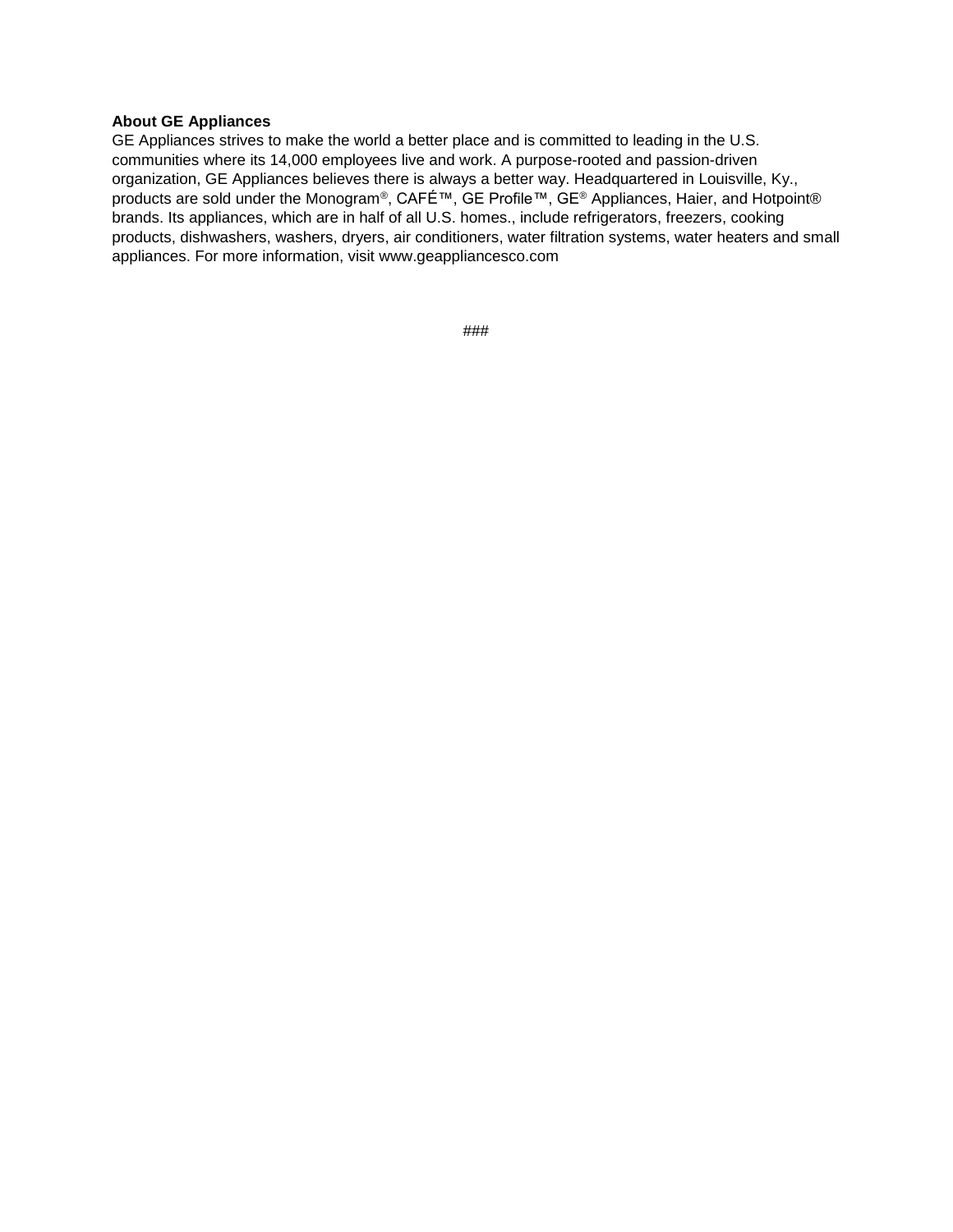**About GE Appliances**

GE Appliances strives to make the world a better place and is committed to leading in the U.S. communities where its 14,000 employees live and work. A purpose-rooted and passion-driven organization, GE Appliances believes there is always a better way. Headquartered in Louisville, Ky., products are sold under the Monogram®, CAFÉ™, GE Profile™, GE® Appliances, Haier, and Hotpoint® brands. Its appliances, which are in half of all U.S. homes., include refrigerators, freezers, cooking products, dishwashers, washers, dryers, air conditioners, water filtration systems, water heaters and small appliances. For more information, visit www.geappliancesco.com

###